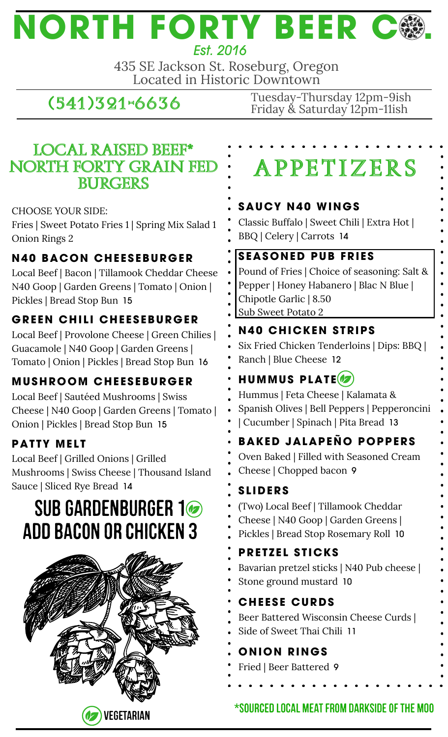# NORTH FORTY BEER CO.

*Est. 2016*

435 SE Jackson St. Roseburg, Oregon
Located in Historic Downtown

(541)321-6636

Tuesday-Thursday 12pm-9ish
Friday & Saturday 12pm-11ish

## LOCAL RAISED BEEF* NORTH FORTY GRAIN FED BURGERS

CHOOSE YOUR SIDE:
Fries | Sweet Potato Fries 1 | Spring Mix Salad 1
Onion Rings 2

### N40 BACON CHEESEBURGER

Local Beef | Bacon | Tillamook Cheddar Cheese
N40 Goop | Garden Greens | Tomato | Onion | Pickles | Bread Stop Bun 15

### GREEN CHILI CHEESEBURGER

Local Beef | Provolone Cheese | Green Chilies | Guacamole | N40 Goop | Garden Greens | Tomato | Onion | Pickles | Bread Stop Bun 16

### MUSHROOM CHEESEBURGER

Local Beef | Sautéed Mushrooms | Swiss Cheese | N40 Goop | Garden Greens | Tomato | Onion | Pickles | Bread Stop Bun 15

### PATTY MELT

Local Beef | Grilled Onions | Grilled Mushrooms | Swiss Cheese | Thousand Island Sauce | Sliced Rye Bread 14

**SUB GARDENBURGER 1 (Vegetarian)**
**ADD BACON OR CHICKEN 3**

(Vegetarian symbol) VEGETARIAN

## APPETIZERS

### SAUCY N40 WINGS

Classic Buffalo | Sweet Chili | Extra Hot | BBQ | Celery | Carrots 14

### SEASONED PUB FRIES

Pound of Fries | Choice of seasoning: Salt & Pepper | Honey Habanero | Blac N Blue | Chipotle Garlic | 8.50
Sub Sweet Potato 2

### N40 CHICKEN STRIPS

Six Fried Chicken Tenderloins | Dips: BBQ | Ranch | Blue Cheese 12

### HUMMUS PLATE (Vegetarian)

Hummus | Feta Cheese | Kalamata & Spanish Olives | Bell Peppers | Pepperoncini | Cucumber | Spinach | Pita Bread 13

### BAKED JALAPEÑO POPPERS

Oven Baked | Filled with Seasoned Cream Cheese | Chopped bacon 9

### SLIDERS

(Two) Local Beef | Tillamook Cheddar Cheese | N40 Goop | Garden Greens | Pickles | Bread Stop Rosemary Roll 10

### PRETZEL STICKS

Bavarian pretzel sticks | N40 Pub cheese | Stone ground mustard 10

### CHEESE CURDS

Beer Battered Wisconsin Cheese Curds | Side of Sweet Thai Chili 11

### ONION RINGS

Fried | Beer Battered 9

*SOURCED LOCAL MEAT FROM DARKSIDE OF THE MOO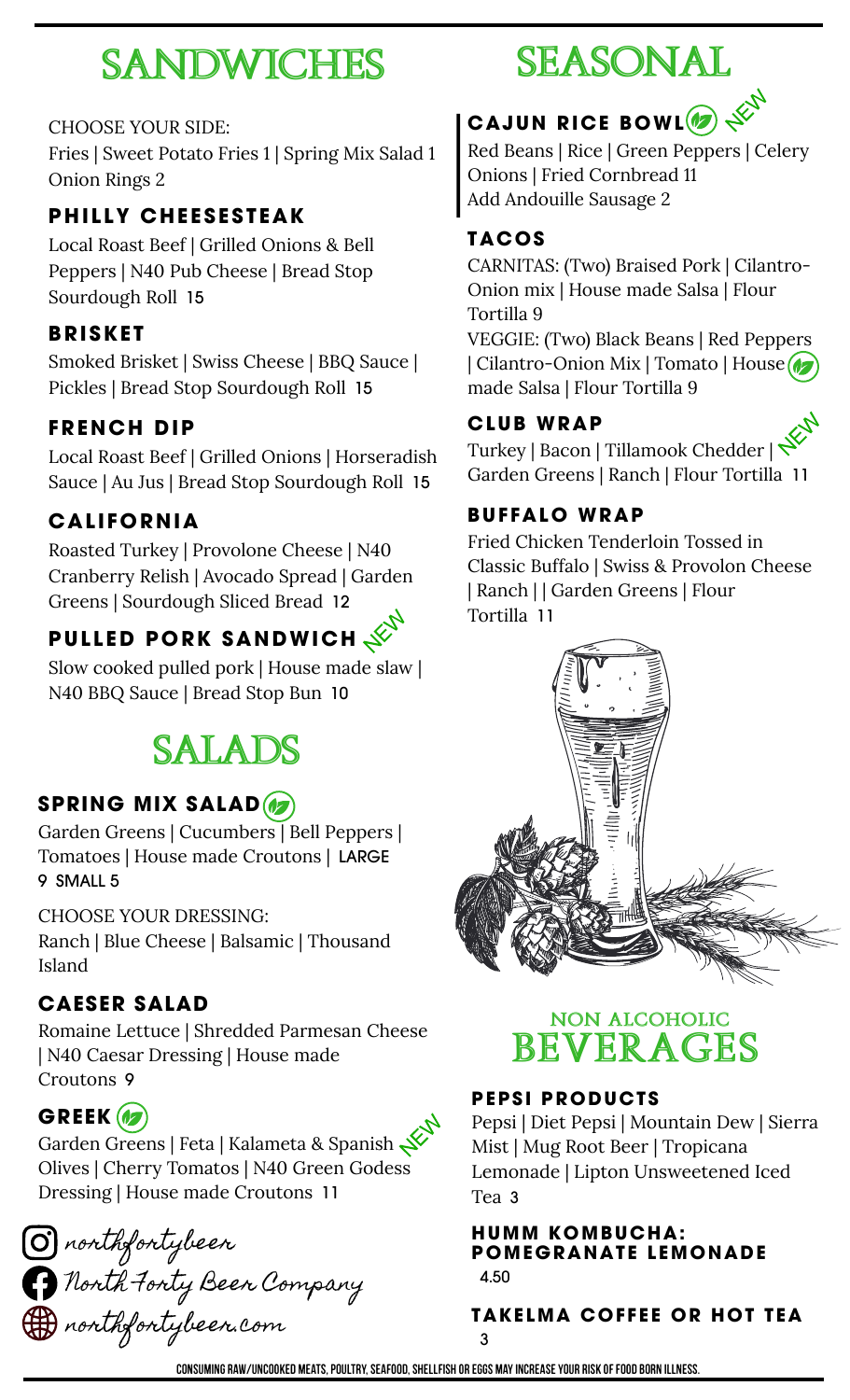# SANDWICHES

CHOOSE YOUR SIDE:
Fries | Sweet Potato Fries 1 | Spring Mix Salad 1
Onion Rings 2

### PHILLY CHEESESTEAK

Local Roast Beef | Grilled Onions & Bell Peppers | N40 Pub Cheese | Bread Stop Sourdough Roll 15

### BRISKET

Smoked Brisket | Swiss Cheese | BBQ Sauce | Pickles | Bread Stop Sourdough Roll 15

### FRENCH DIP

Local Roast Beef | Grilled Onions | Horseradish Sauce | Au Jus | Bread Stop Sourdough Roll 15

### CALIFORNIA

Roasted Turkey | Provolone Cheese | N40 Cranberry Relish | Avocado Spread | Garden Greens | Sourdough Sliced Bread 12

### PULLED PORK SANDWICH NEW

Slow cooked pulled pork | House made slaw | N40 BBQ Sauce | Bread Stop Bun 10

# SALADS

### SPRING MIX SALAD

Garden Greens | Cucumbers | Bell Peppers | Tomatoes | House made Croutons | LARGE 9 SMALL 5

CHOOSE YOUR DRESSING:
Ranch | Blue Cheese | Balsamic | Thousand Island

### CAESER SALAD

Romaine Lettuce | Shredded Parmesan Cheese | N40 Caesar Dressing | House made Croutons 9

### GREEK NEW

Garden Greens | Feta | Kalameta & Spanish Olives | Cherry Tomatos | N40 Green Godess Dressing | House made Croutons 11

northfortybeer
North Forty Beer Company
northfortybeer.com

# SEASONAL

### CAJUN RICE BOWL NEW

Red Beans | Rice | Green Peppers | Celery
Onions | Fried Cornbread 11
Add Andouille Sausage 2

### TACOS

CARNITAS: (Two) Braised Pork | Cilantro-Onion mix | House made Salsa | Flour Tortilla 9
VEGGIE: (Two) Black Beans | Red Peppers | Cilantro-Onion Mix | Tomato | House made Salsa | Flour Tortilla 9

### CLUB WRAP NEW

Turkey | Bacon | Tillamook Chedder | Garden Greens | Ranch | Flour Tortilla 11

### BUFFALO WRAP

Fried Chicken Tenderloin Tossed in Classic Buffalo | Swiss & Provolon Cheese | Ranch | | Garden Greens | Flour Tortilla 11

## NON ALCOHOLIC BEVERAGES

### PEPSI PRODUCTS

Pepsi | Diet Pepsi | Mountain Dew | Sierra Mist | Mug Root Beer | Tropicana Lemonade | Lipton Unsweetened Iced Tea 3

### HUMM KOMBUCHA: POMEGRANATE LEMONADE

4.50

### TAKELMA COFFEE OR HOT TEA

3

CONSUMING RAW/UNCOOKED MEATS, POULTRY, SEAFOOD, SHELLFISH OR EGGS MAY INCREASE YOUR RISK OF FOOD BORN ILLNESS.